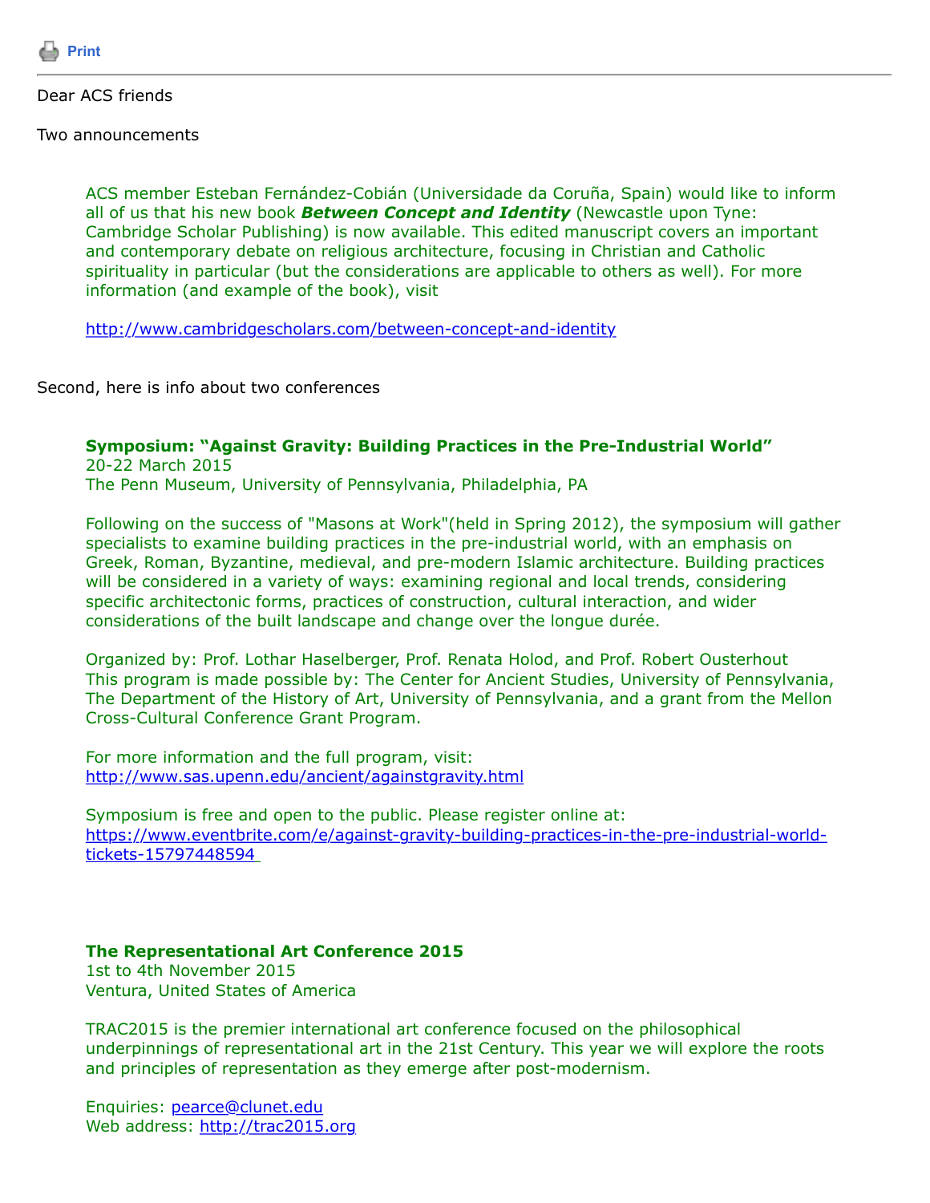Print

Dear ACS friends

Two announcements

ACS member Esteban Fernández-Cobián (Universidade da Coruña, Spain) would like to inform all of us that his new book ***Between Concept and Identity*** (Newcastle upon Tyne: Cambridge Scholar Publishing) is now available. This edited manuscript covers an important and contemporary debate on religious architecture, focusing in Christian and Catholic spirituality in particular (but the considerations are applicable to others as well). For more information (and example of the book), visit

http://www.cambridgescholars.com/between-concept-and-identity

Second, here is info about two conferences

**Symposium: "Against Gravity: Building Practices in the Pre-Industrial World"**
20-22 March 2015
The Penn Museum, University of Pennsylvania, Philadelphia, PA

Following on the success of "Masons at Work"(held in Spring 2012), the symposium will gather specialists to examine building practices in the pre-industrial world, with an emphasis on Greek, Roman, Byzantine, medieval, and pre-modern Islamic architecture. Building practices will be considered in a variety of ways: examining regional and local trends, considering specific architectonic forms, practices of construction, cultural interaction, and wider considerations of the built landscape and change over the longue durée.

Organized by: Prof. Lothar Haselberger, Prof. Renata Holod, and Prof. Robert Ousterhout
This program is made possible by: The Center for Ancient Studies, University of Pennsylvania, The Department of the History of Art, University of Pennsylvania, and a grant from the Mellon Cross-Cultural Conference Grant Program.

For more information and the full program, visit:
http://www.sas.upenn.edu/ancient/againstgravity.html

Symposium is free and open to the public. Please register online at:
https://www.eventbrite.com/e/against-gravity-building-practices-in-the-pre-industrial-world-tickets-15797448594

**The Representational Art Conference 2015**
1st to 4th November 2015
Ventura, United States of America

TRAC2015 is the premier international art conference focused on the philosophical underpinnings of representational art in the 21st Century. This year we will explore the roots and principles of representation as they emerge after post-modernism.

Enquiries: pearce@clunet.edu
Web address: http://trac2015.org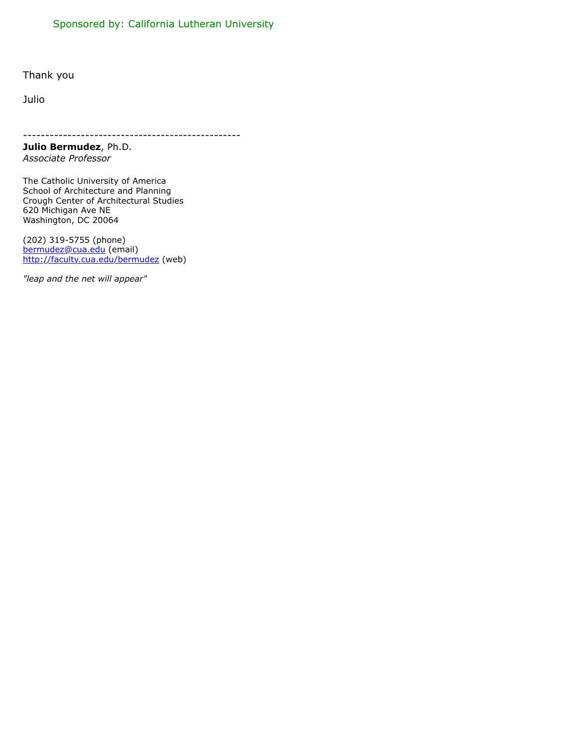Sponsored by: California Lutheran University

Thank you

Julio

-------------------------------------------------

**Julio Bermudez**, Ph.D.
*Associate Professor*

The Catholic University of America
School of Architecture and Planning
Crough Center of Architectural Studies
620 Michigan Ave NE
Washington, DC 20064

(202) 319-5755 (phone)
bermudez@cua.edu (email)
http://faculty.cua.edu/bermudez (web)

*"leap and the net will appear"*